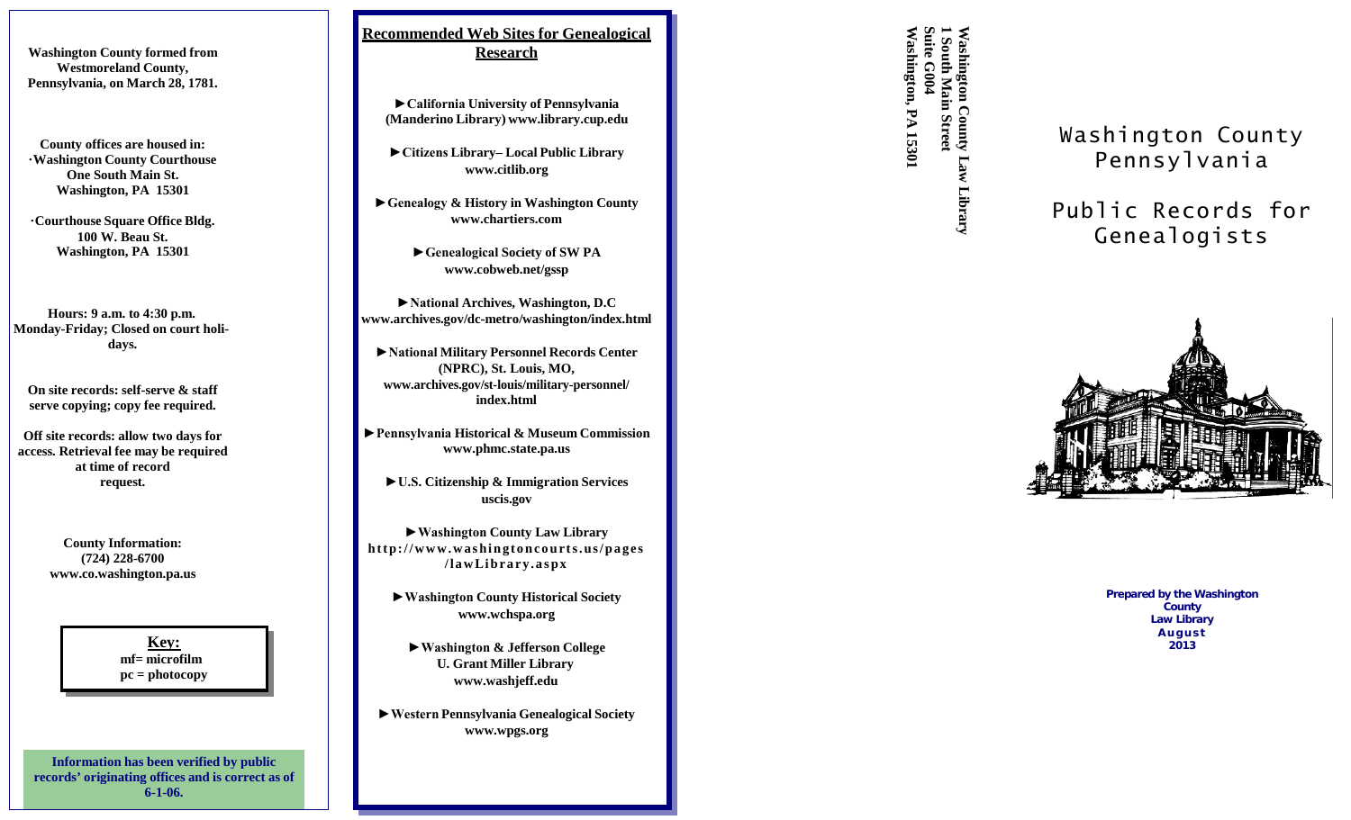**Washington County formed from Westmoreland County, Pennsylvania, on March 28, 1781.**

**County offices are housed in:**
**·Washington County Courthouse**
**One South Main St.**
**Washington, PA 15301**

**·Courthouse Square Office Bldg.**
**100 W. Beau St.**
**Washington, PA 15301**

**Hours: 9 a.m. to 4:30 p.m.**
**Monday-Friday; Closed on court holidays.**

**On site records: self-serve & staff serve copying; copy fee required.**

**Off site records: allow two days for access. Retrieval fee may be required at time of record request.**

**County Information:**
**(724) 228-6700**
**www.co.washington.pa.us**

**Key:**
**mf= microfilm**
**pc = photocopy**

**Information has been verified by public records' originating offices and is correct as of 6-1-06.**

## Recommended Web Sites for Genealogical Research

- **California University of Pennsylvania (Manderino Library) www.library.cup.edu**
- **Citizens Library– Local Public Library www.citlib.org**
- **Genealogy & History in Washington County www.chartiers.com**
- **Genealogical Society of SW PA www.cobweb.net/gssp**
- **National Archives, Washington, D.C www.archives.gov/dc-metro/washington/index.html**
- **National Military Personnel Records Center (NPRC), St. Louis, MO, www.archives.gov/st-louis/military-personnel/index.html**
- **Pennsylvania Historical & Museum Commission www.phmc.state.pa.us**
- **U.S. Citizenship & Immigration Services uscis.gov**
- **Washington County Law Library http://www.washingtoncourts.us/pages/lawLibrary.aspx**
- **Washington County Historical Society www.wchspa.org**
- **Washington & Jefferson College U. Grant Miller Library www.washjeff.edu**
- **Western Pennsylvania Genealogical Society www.wpgs.org**

**Washington County Law Library**
**1 South Main Street**
**Suite G004**
**Washington, PA 15301**

# Washington County Pennsylvania

# Public Records for Genealogists

**Prepared by the Washington County Law Library**
**August 2013**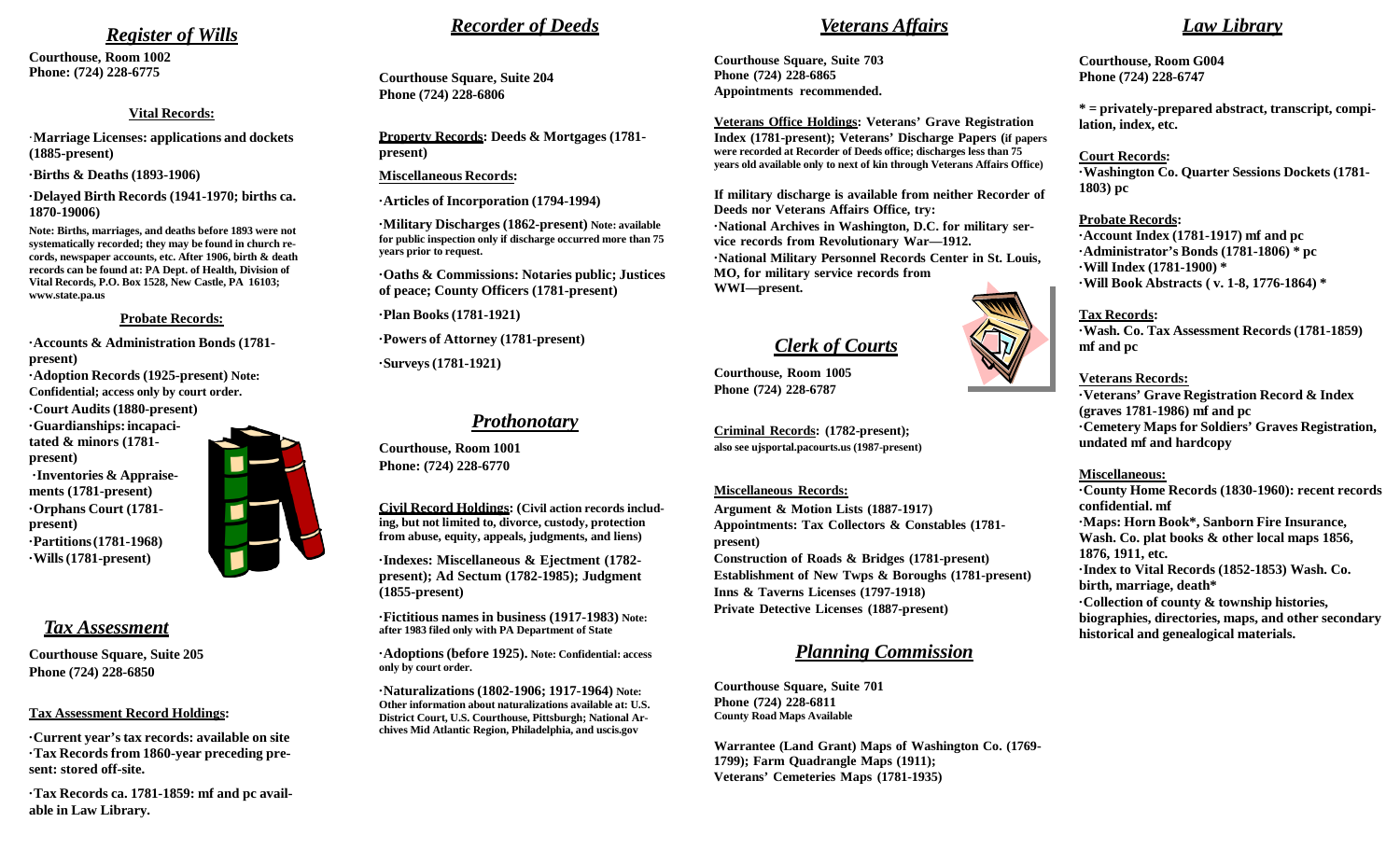## *Register of Wills*

**Courthouse, Room 1002**
**Phone: (724) 228-6775**

**Vital Records:**

**·Marriage Licenses: applications and dockets (1885-present)**

**·Births & Deaths (1893-1906)**

**·Delayed Birth Records (1941-1970; births ca. 1870-19006)**

**Note: Births, marriages, and deaths before 1893 were not systematically recorded; they may be found in church records, newspaper accounts, etc. After 1906, birth & death records can be found at: PA Dept. of Health, Division of Vital Records, P.O. Box 1528, New Castle, PA 16103; www.state.pa.us**

**Probate Records:**

**·Accounts & Administration Bonds (1781-present)**
**·Adoption Records (1925-present) Note: Confidential; access only by court order.**
**·Court Audits (1880-present)**
**·Guardianships: incapacitated & minors (1781-present)**
**·Inventories & Appraisements (1781-present)**
**·Orphans Court (1781-present)**
**·Partitions (1781-1968)**
**·Wills (1781-present)**

## *Tax Assessment*

**Courthouse Square, Suite 205**
**Phone (724) 228-6850**

**Tax Assessment Record Holdings:**

**·Current year's tax records: available on site**
**·Tax Records from 1860-year preceding present: stored off-site.**

**·Tax Records ca. 1781-1859: mf and pc available in Law Library.**

## *Recorder of Deeds*

**Courthouse Square, Suite 204**
**Phone (724) 228-6806**

**Property Records: Deeds & Mortgages (1781-present)**

**Miscellaneous Records:**

**·Articles of Incorporation (1794-1994)**

**·Military Discharges (1862-present) Note: available for public inspection only if discharge occurred more than 75 years prior to request.**

**·Oaths & Commissions: Notaries public; Justices of peace; County Officers (1781-present)**

**·Plan Books (1781-1921)**

**·Powers of Attorney (1781-present)**

**·Surveys (1781-1921)**

## *Prothonotary*

**Courthouse, Room 1001**
**Phone: (724) 228-6770**

**Civil Record Holdings: (Civil action records including, but not limited to, divorce, custody, protection from abuse, equity, appeals, judgments, and liens)**

**·Indexes: Miscellaneous & Ejectment (1782-present); Ad Sectum (1782-1985); Judgment (1855-present)**

**·Fictitious names in business (1917-1983) Note: after 1983 filed only with PA Department of State**

**·Adoptions (before 1925). Note: Confidential: access only by court order.**

**·Naturalizations (1802-1906; 1917-1964) Note: Other information about naturalizations available at: U.S. District Court, U.S. Courthouse, Pittsburgh; National Archives Mid Atlantic Region, Philadelphia, and uscis.gov**

## *Veterans Affairs*

**Courthouse Square, Suite 703**
**Phone (724) 228-6865**
**Appointments recommended.**

**Veterans Office Holdings: Veterans' Grave Registration Index (1781-present); Veterans' Discharge Papers (if papers were recorded at Recorder of Deeds office; discharges less than 75 years old available only to next of kin through Veterans Affairs Office)**

**If military discharge is available from neither Recorder of Deeds nor Veterans Affairs Office, try:**
**·National Archives in Washington, D.C. for military service records from Revolutionary War—1912.**
**·National Military Personnel Records Center in St. Louis, MO, for military service records from WWI—present.**

## *Clerk of Courts*

**Courthouse, Room 1005**
**Phone (724) 228-6787**

**Criminal Records: (1782-present); also see ujsportal.pacourts.us (1987-present)**

**Miscellaneous Records:**

**Argument & Motion Lists (1887-1917)**
**Appointments: Tax Collectors & Constables (1781-present)**
**Construction of Roads & Bridges (1781-present)**
**Establishment of New Twps & Boroughs (1781-present)**
**Inns & Taverns Licenses (1797-1918)**
**Private Detective Licenses (1887-present)**

## *Planning Commission*

**Courthouse Square, Suite 701**
**Phone (724) 228-6811**
**County Road Maps Available**

**Warrantee (Land Grant) Maps of Washington Co. (1769-1799); Farm Quadrangle Maps (1911); Veterans' Cemeteries Maps (1781-1935)**

## *Law Library*

**Courthouse, Room G004**
**Phone (724) 228-6747**

**\* = privately-prepared abstract, transcript, compilation, index, etc.**

**Court Records:**
**·Washington Co. Quarter Sessions Dockets (1781-1803) pc**

**Probate Records:**
**·Account Index (1781-1917) mf and pc**
**·Administrator's Bonds (1781-1806) \* pc**
**·Will Index (1781-1900) \***
**·Will Book Abstracts ( v. 1-8, 1776-1864) \***

**Tax Records:**
**·Wash. Co. Tax Assessment Records (1781-1859) mf and pc**

**Veterans Records:**
**·Veterans' Grave Registration Record & Index (graves 1781-1986) mf and pc**
**·Cemetery Maps for Soldiers' Graves Registration, undated mf and hardcopy**

**Miscellaneous:**
**·County Home Records (1830-1960): recent records confidential. mf**
**·Maps: Horn Book\*, Sanborn Fire Insurance, Wash. Co. plat books & other local maps 1856, 1876, 1911, etc.**
**·Index to Vital Records (1852-1853) Wash. Co. birth, marriage, death\***
**·Collection of county & township histories, biographies, directories, maps, and other secondary historical and genealogical materials.**